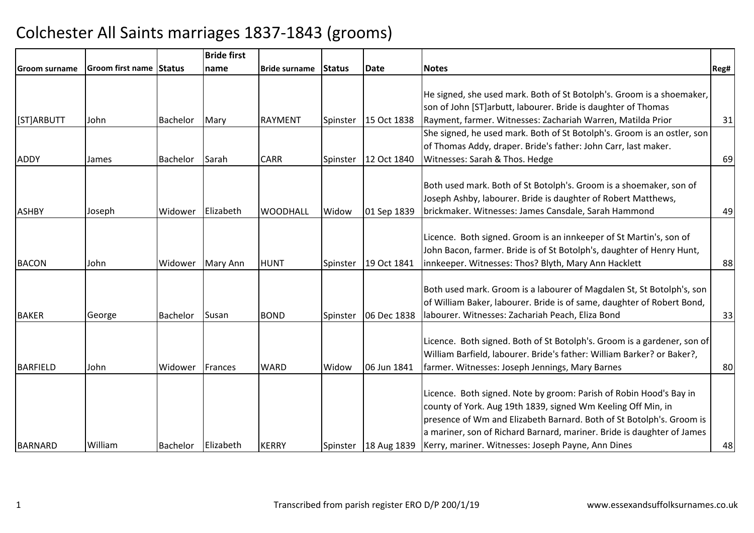# Colchester All Saints marriages 1837-1843 (grooms)

| Groom surname | Groom first name | Status | Bride first name | Bride surname | Status | Date | Notes | Reg# |
|---|---|---|---|---|---|---|---|---|
| [ST]ARBUTT | John | Bachelor | Mary | RAYMENT | Spinster | 15 Oct 1838 | He signed, she used mark. Both of St Botolph's. Groom is a shoemaker, son of John [ST]arbutt, labourer. Bride is daughter of Thomas Rayment, farmer. Witnesses: Zachariah Warren, Matilda Prior | 31 |
| ADDY | James | Bachelor | Sarah | CARR | Spinster | 12 Oct 1840 | She signed, he used mark. Both of St Botolph's. Groom is an ostler, son of Thomas Addy, draper. Bride's father: John Carr, last maker. Witnesses: Sarah & Thos. Hedge | 69 |
| ASHBY | Joseph | Widower | Elizabeth | WOODHALL | Widow | 01 Sep 1839 | Both used mark. Both of St Botolph's. Groom is a shoemaker, son of Joseph Ashby, labourer. Bride is daughter of Robert Matthews, brickmaker. Witnesses: James Cansdale, Sarah Hammond | 49 |
| BACON | John | Widower | Mary Ann | HUNT | Spinster | 19 Oct 1841 | Licence. Both signed. Groom is an innkeeper of St Martin's, son of John Bacon, farmer. Bride is of St Botolph's, daughter of Henry Hunt, innkeeper. Witnesses: Thos? Blyth, Mary Ann Hacklett | 88 |
| BAKER | George | Bachelor | Susan | BOND | Spinster | 06 Dec 1838 | Both used mark. Groom is a labourer of Magdalen St, St Botolph's, son of William Baker, labourer. Bride is of same, daughter of Robert Bond, labourer. Witnesses: Zachariah Peach, Eliza Bond | 33 |
| BARFIELD | John | Widower | Frances | WARD | Widow | 06 Jun 1841 | Licence. Both signed. Both of St Botolph's. Groom is a gardener, son of William Barfield, labourer. Bride's father: William Barker? or Baker?, farmer. Witnesses: Joseph Jennings, Mary Barnes | 80 |
| BARNARD | William | Bachelor | Elizabeth | KERRY | Spinster | 18 Aug 1839 | Licence. Both signed. Note by groom: Parish of Robin Hood's Bay in county of York. Aug 19th 1839, signed Wm Keeling Off Min, in presence of Wm and Elizabeth Barnard. Both of St Botolph's. Groom is a mariner, son of Richard Barnard, mariner. Bride is daughter of James Kerry, mariner. Witnesses: Joseph Payne, Ann Dines | 48 |

Transcribed from parish register ERO D/P 200/1/19 www.essexandsuffolksurnames.co.uk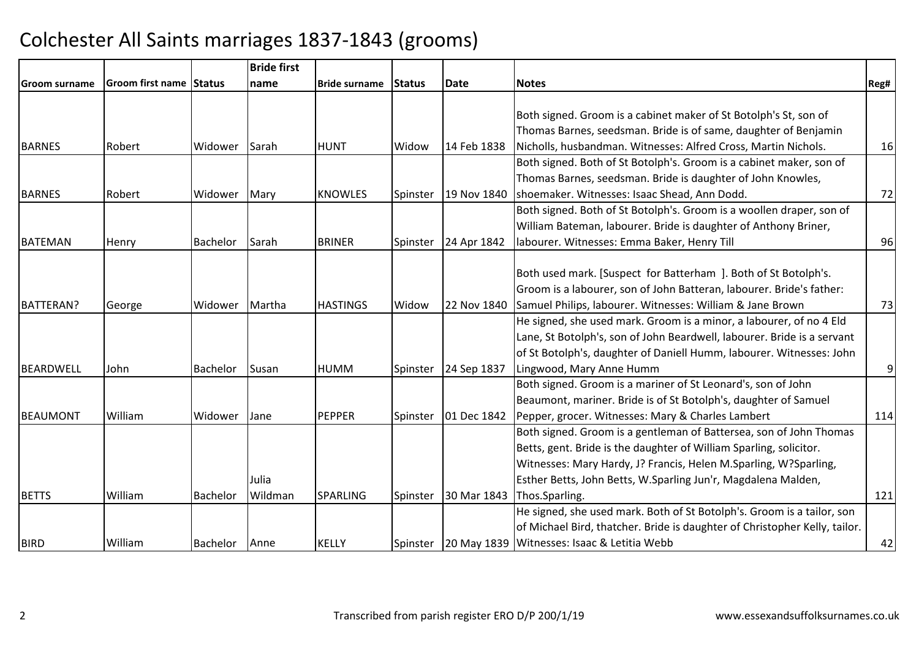# Colchester All Saints marriages 1837-1843 (grooms)

| Groom surname | Groom first name | Status | Bride first name | Bride surname | Status | Date | Notes | Reg# |
|---|---|---|---|---|---|---|---|---|
| BARNES | Robert | Widower | Sarah | HUNT | Widow | 14 Feb 1838 | Both signed. Groom is a cabinet maker of St Botolph's St, son of Thomas Barnes, seedsman. Bride is of same, daughter of Benjamin Nicholls, husbandman. Witnesses: Alfred Cross, Martin Nichols. | 16 |
| BARNES | Robert | Widower | Mary | KNOWLES | Spinster | 19 Nov 1840 | Both signed. Both of St Botolph's. Groom is a cabinet maker, son of Thomas Barnes, seedsman. Bride is daughter of John Knowles, shoemaker. Witnesses: Isaac Shead, Ann Dodd. | 72 |
| BATEMAN | Henry | Bachelor | Sarah | BRINER | Spinster | 24 Apr 1842 | Both signed. Both of St Botolph's. Groom is a woollen draper, son of William Bateman, labourer. Bride is daughter of Anthony Briner, labourer. Witnesses: Emma Baker, Henry Till | 96 |
| BATTERAN? | George | Widower | Martha | HASTINGS | Widow | 22 Nov 1840 | Both used mark. [Suspect for Batterham ]. Both of St Botolph's. Groom is a labourer, son of John Batteran, labourer. Bride's father: Samuel Philips, labourer. Witnesses: William & Jane Brown | 73 |
| BEARDWELL | John | Bachelor | Susan | HUMM | Spinster | 24 Sep 1837 | He signed, she used mark. Groom is a minor, a labourer, of no 4 Eld Lane, St Botolph's, son of John Beardwell, labourer. Bride is a servant of St Botolph's, daughter of Daniell Humm, labourer. Witnesses: John Lingwood, Mary Anne Humm | 9 |
| BEAUMONT | William | Widower | Jane | PEPPER | Spinster | 01 Dec 1842 | Both signed. Groom is a mariner of St Leonard's, son of John Beaumont, mariner. Bride is of St Botolph's, daughter of Samuel Pepper, grocer. Witnesses: Mary & Charles Lambert | 114 |
| BETTS | William | Bachelor | Julia Wildman | SPARLING | Spinster | 30 Mar 1843 | Both signed. Groom is a gentleman of Battersea, son of John Thomas Betts, gent. Bride is the daughter of William Sparling, solicitor. Witnesses: Mary Hardy, J? Francis, Helen M.Sparling, W?Sparling, Esther Betts, John Betts, W.Sparling Jun'r, Magdalena Malden, Thos.Sparling. | 121 |
| BIRD | William | Bachelor | Anne | KELLY | Spinster | 20 May 1839 | He signed, she used mark. Both of St Botolph's. Groom is a tailor, son of Michael Bird, thatcher. Bride is daughter of Christopher Kelly, tailor. Witnesses: Isaac & Letitia Webb | 42 |

Transcribed from parish register ERO D/P 200/1/19 www.essexandsuffolksurnames.co.uk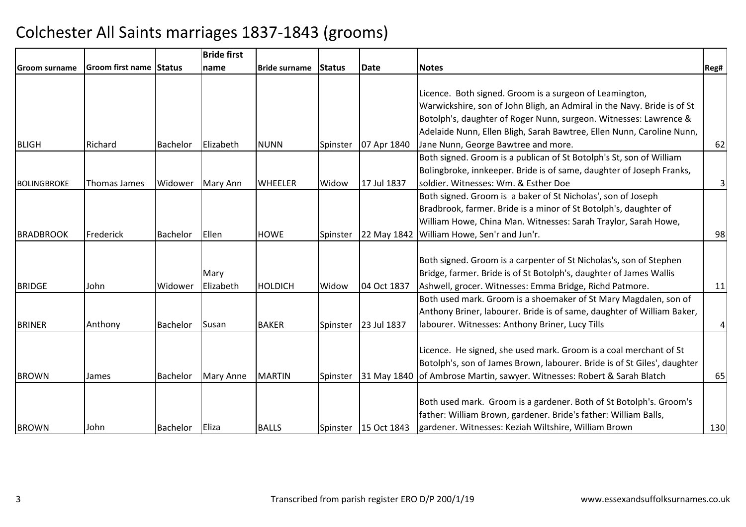# Colchester All Saints marriages 1837-1843 (grooms)

| Groom surname | Groom first name | Status | Bride first name | Bride surname | Status | Date | Notes | Reg# |
|---|---|---|---|---|---|---|---|---|
| BLIGH | Richard | Bachelor | Elizabeth | NUNN | Spinster | 07 Apr 1840 | Licence. Both signed. Groom is a surgeon of Leamington, Warwickshire, son of John Bligh, an Admiral in the Navy. Bride is of St Botolph's, daughter of Roger Nunn, surgeon. Witnesses: Lawrence & Adelaide Nunn, Ellen Bligh, Sarah Bawtree, Ellen Nunn, Caroline Nunn, Jane Nunn, George Bawtree and more. | 62 |
| BOLINGBROKE | Thomas James | Widower | Mary Ann | WHEELER | Widow | 17 Jul 1837 | Both signed. Groom is a publican of St Botolph's St, son of William Bolingbroke, innkeeper. Bride is of same, daughter of Joseph Franks, soldier. Witnesses: Wm. & Esther Doe | 3 |
| BRADBROOK | Frederick | Bachelor | Ellen | HOWE | Spinster | 22 May 1842 | Both signed. Groom is a baker of St Nicholas', son of Joseph Bradbrook, farmer. Bride is a minor of St Botolph's, daughter of William Howe, China Man. Witnesses: Sarah Traylor, Sarah Howe, William Howe, Sen'r and Jun'r. | 98 |
| BRIDGE | John | Widower | Mary Elizabeth | HOLDICH | Widow | 04 Oct 1837 | Both signed. Groom is a carpenter of St Nicholas's, son of Stephen Bridge, farmer. Bride is of St Botolph's, daughter of James Wallis Ashwell, grocer. Witnesses: Emma Bridge, Richd Patmore. | 11 |
| BRINER | Anthony | Bachelor | Susan | BAKER | Spinster | 23 Jul 1837 | Both used mark. Groom is a shoemaker of St Mary Magdalen, son of Anthony Briner, labourer. Bride is of same, daughter of William Baker, labourer. Witnesses: Anthony Briner, Lucy Tills | 4 |
| BROWN | James | Bachelor | Mary Anne | MARTIN | Spinster | 31 May 1840 | Licence. He signed, she used mark. Groom is a coal merchant of St Botolph's, son of James Brown, labourer. Bride is of St Giles', daughter of Ambrose Martin, sawyer. Witnesses: Robert & Sarah Blatch | 65 |
| BROWN | John | Bachelor | Eliza | BALLS | Spinster | 15 Oct 1843 | Both used mark. Groom is a gardener. Both of St Botolph's. Groom's father: William Brown, gardener. Bride's father: William Balls, gardener. Witnesses: Keziah Wiltshire, William Brown | 130 |

Transcribed from parish register ERO D/P 200/1/19 www.essexandsuffolksurnames.co.uk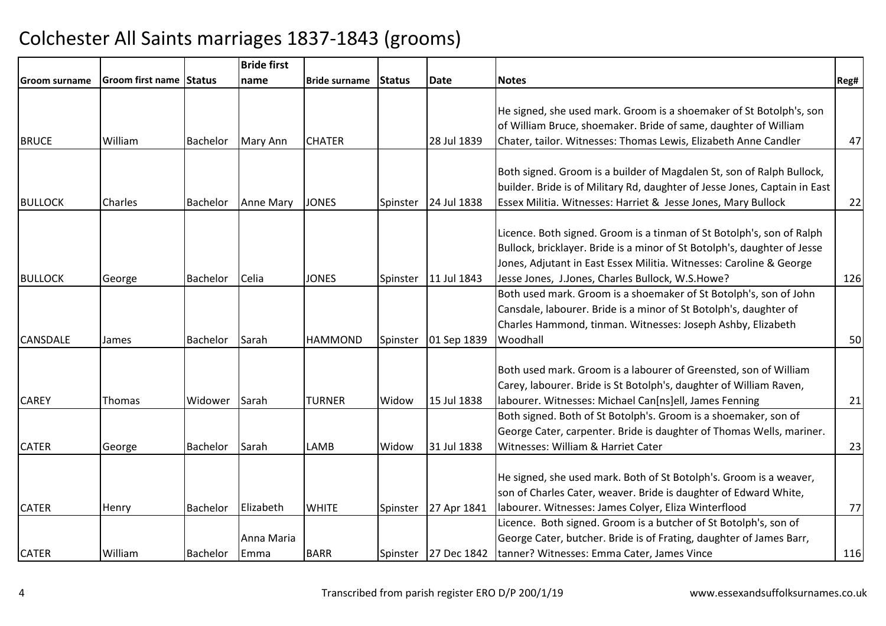# Colchester All Saints marriages 1837-1843 (grooms)

| Groom surname | Groom first name | Status | Bride first name | Bride surname | Status | Date | Notes | Reg# |
|---|---|---|---|---|---|---|---|---|
| BRUCE | William | Bachelor | Mary Ann | CHATER | | 28 Jul 1839 | He signed, she used mark. Groom is a shoemaker of St Botolph's, son of William Bruce, shoemaker. Bride of same, daughter of William Chater, tailor. Witnesses: Thomas Lewis, Elizabeth Anne Candler | 47 |
| BULLOCK | Charles | Bachelor | Anne Mary | JONES | Spinster | 24 Jul 1838 | Both signed. Groom is a builder of Magdalen St, son of Ralph Bullock, builder. Bride is of Military Rd, daughter of Jesse Jones, Captain in East Essex Militia. Witnesses: Harriet & Jesse Jones, Mary Bullock | 22 |
| BULLOCK | George | Bachelor | Celia | JONES | Spinster | 11 Jul 1843 | Licence. Both signed. Groom is a tinman of St Botolph's, son of Ralph Bullock, bricklayer. Bride is a minor of St Botolph's, daughter of Jesse Jones, Adjutant in East Essex Militia. Witnesses: Caroline & George Jesse Jones, J.Jones, Charles Bullock, W.S.Howe? | 126 |
| CANSDALE | James | Bachelor | Sarah | HAMMOND | Spinster | 01 Sep 1839 | Both used mark. Groom is a shoemaker of St Botolph's, son of John Cansdale, labourer. Bride is a minor of St Botolph's, daughter of Charles Hammond, tinman. Witnesses: Joseph Ashby, Elizabeth Woodhall | 50 |
| CAREY | Thomas | Widower | Sarah | TURNER | Widow | 15 Jul 1838 | Both used mark. Groom is a labourer of Greensted, son of William Carey, labourer. Bride is St Botolph's, daughter of William Raven, labourer. Witnesses: Michael Can[ns]ell, James Fenning | 21 |
| CATER | George | Bachelor | Sarah | LAMB | Widow | 31 Jul 1838 | Both signed. Both of St Botolph's. Groom is a shoemaker, son of George Cater, carpenter. Bride is daughter of Thomas Wells, mariner. Witnesses: William & Harriet Cater | 23 |
| CATER | Henry | Bachelor | Elizabeth | WHITE | Spinster | 27 Apr 1841 | He signed, she used mark. Both of St Botolph's. Groom is a weaver, son of Charles Cater, weaver. Bride is daughter of Edward White, labourer. Witnesses: James Colyer, Eliza Winterflood | 77 |
| CATER | William | Bachelor | Anna Maria Emma | BARR | Spinster | 27 Dec 1842 | Licence. Both signed. Groom is a butcher of St Botolph's, son of George Cater, butcher. Bride is of Frating, daughter of James Barr, tanner? Witnesses: Emma Cater, James Vince | 116 |

Transcribed from parish register ERO D/P 200/1/19 www.essexandsuffolksurnames.co.uk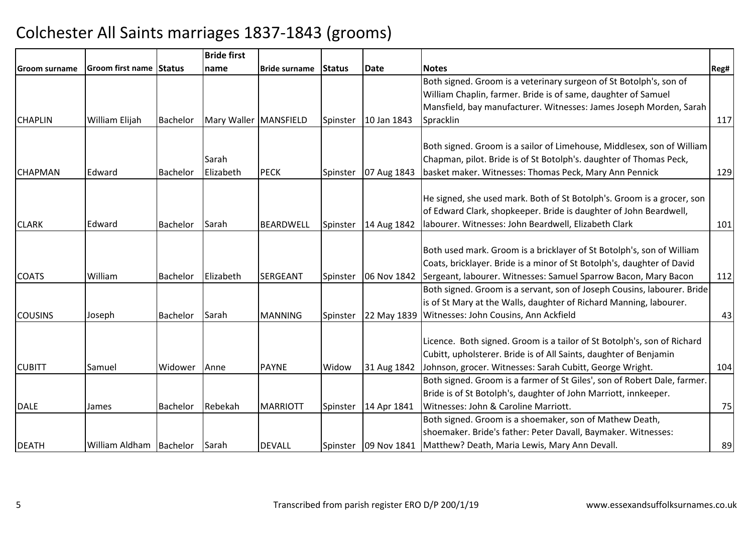# Colchester All Saints marriages 1837-1843 (grooms)

| Groom surname | Groom first name | Status | Bride first name | Bride surname | Status | Date | Notes | Reg# |
|---|---|---|---|---|---|---|---|---|
| CHAPLIN | William Elijah | Bachelor | Mary Waller | MANSFIELD | Spinster | 10 Jan 1843 | Both signed. Groom is a veterinary surgeon of St Botolph's, son of William Chaplin, farmer. Bride is of same, daughter of Samuel Mansfield, bay manufacturer. Witnesses: James Joseph Morden, Sarah Spracklin | 117 |
| CHAPMAN | Edward | Bachelor | Sarah Elizabeth | PECK | Spinster | 07 Aug 1843 | Both signed. Groom is a sailor of Limehouse, Middlesex, son of William Chapman, pilot. Bride is of St Botolph's. daughter of Thomas Peck, basket maker. Witnesses: Thomas Peck, Mary Ann Pennick | 129 |
| CLARK | Edward | Bachelor | Sarah | BEARDWELL | Spinster | 14 Aug 1842 | He signed, she used mark. Both of St Botolph's. Groom is a grocer, son of Edward Clark, shopkeeper. Bride is daughter of John Beardwell, labourer. Witnesses: John Beardwell, Elizabeth Clark | 101 |
| COATS | William | Bachelor | Elizabeth | SERGEANT | Spinster | 06 Nov 1842 | Both used mark. Groom is a bricklayer of St Botolph's, son of William Coats, bricklayer. Bride is a minor of St Botolph's, daughter of David Sergeant, labourer. Witnesses: Samuel Sparrow Bacon, Mary Bacon | 112 |
| COUSINS | Joseph | Bachelor | Sarah | MANNING | Spinster | 22 May 1839 | Both signed. Groom is a servant, son of Joseph Cousins, labourer. Bride is of St Mary at the Walls, daughter of Richard Manning, labourer. Witnesses: John Cousins, Ann Ackfield | 43 |
| CUBITT | Samuel | Widower | Anne | PAYNE | Widow | 31 Aug 1842 | Licence. Both signed. Groom is a tailor of St Botolph's, son of Richard Cubitt, upholsterer. Bride is of All Saints, daughter of Benjamin Johnson, grocer. Witnesses: Sarah Cubitt, George Wright. | 104 |
| DALE | James | Bachelor | Rebekah | MARRIOTT | Spinster | 14 Apr 1841 | Both signed. Groom is a farmer of St Giles', son of Robert Dale, farmer. Bride is of St Botolph's, daughter of John Marriott, innkeeper. Witnesses: John & Caroline Marriott. | 75 |
| DEATH | William Aldham | Bachelor | Sarah | DEVALL | Spinster | 09 Nov 1841 | Both signed. Groom is a shoemaker, son of Mathew Death, shoemaker. Bride's father: Peter Davall, Baymaker. Witnesses: Matthew? Death, Maria Lewis, Mary Ann Devall. | 89 |

Transcribed from parish register ERO D/P 200/1/19 www.essexandsuffolksurnames.co.uk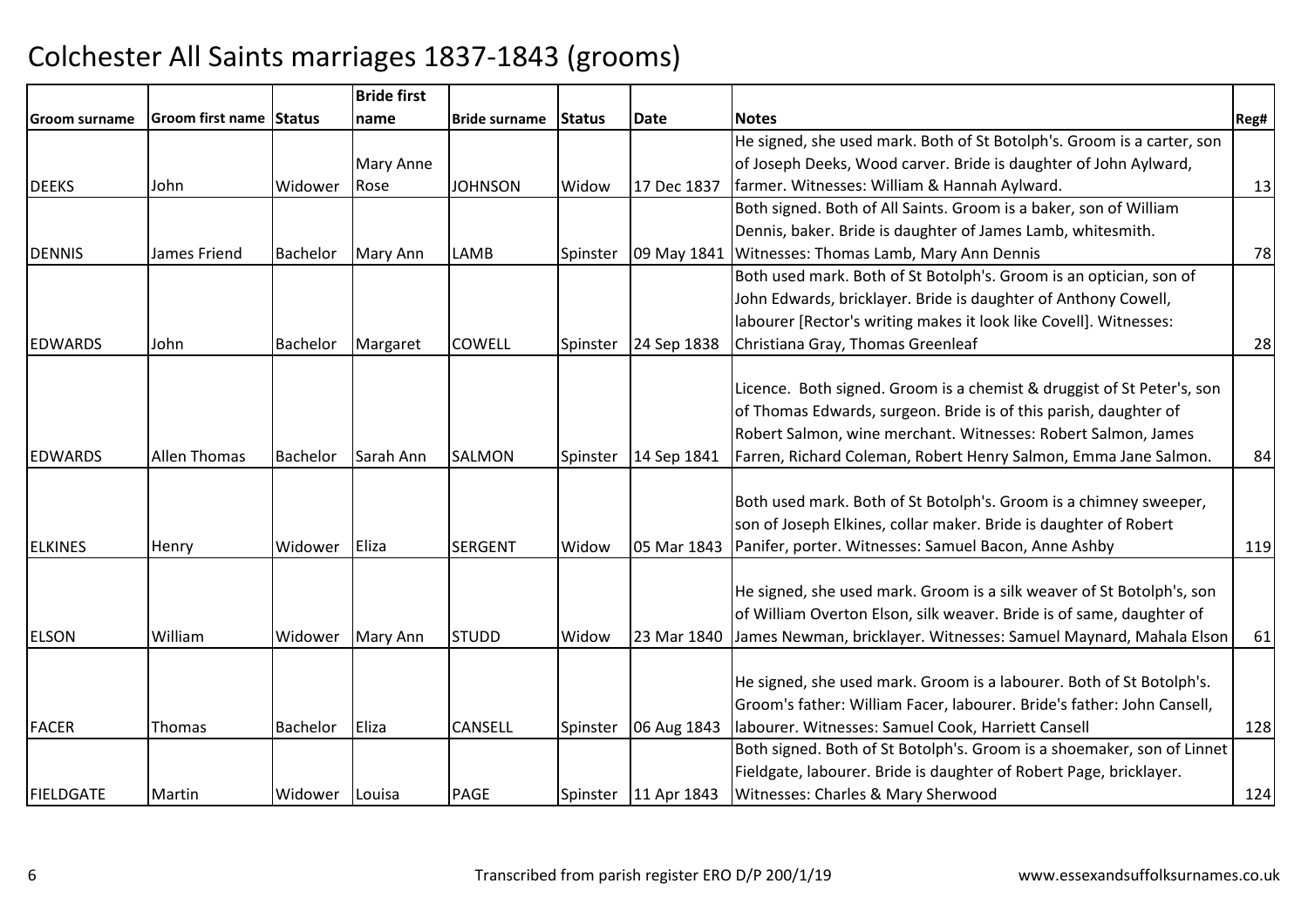# Colchester All Saints marriages 1837-1843 (grooms)

| Groom surname | Groom first name | Status | Bride first name | Bride surname | Status | Date | Notes | Reg# |
|---|---|---|---|---|---|---|---|---|
| DEEKS | John | Widower | Mary Anne Rose | JOHNSON | Widow | 17 Dec 1837 | He signed, she used mark. Both of St Botolph's. Groom is a carter, son of Joseph Deeks, Wood carver. Bride is daughter of John Aylward, farmer. Witnesses: William & Hannah Aylward. | 13 |
| DENNIS | James Friend | Bachelor | Mary Ann | LAMB | Spinster | 09 May 1841 | Both signed. Both of All Saints. Groom is a baker, son of William Dennis, baker. Bride is daughter of James Lamb, whitesmith. Witnesses: Thomas Lamb, Mary Ann Dennis | 78 |
| EDWARDS | John | Bachelor | Margaret | COWELL | Spinster | 24 Sep 1838 | Both used mark. Both of St Botolph's. Groom is an optician, son of John Edwards, bricklayer. Bride is daughter of Anthony Cowell, labourer [Rector's writing makes it look like Covell]. Witnesses: Christiana Gray, Thomas Greenleaf | 28 |
| EDWARDS | Allen Thomas | Bachelor | Sarah Ann | SALMON | Spinster | 14 Sep 1841 | Licence. Both signed. Groom is a chemist & druggist of St Peter's, son of Thomas Edwards, surgeon. Bride is of this parish, daughter of Robert Salmon, wine merchant. Witnesses: Robert Salmon, James Farren, Richard Coleman, Robert Henry Salmon, Emma Jane Salmon. | 84 |
| ELKINES | Henry | Widower | Eliza | SERGENT | Widow | 05 Mar 1843 | Both used mark. Both of St Botolph's. Groom is a chimney sweeper, son of Joseph Elkines, collar maker. Bride is daughter of Robert Panifer, porter. Witnesses: Samuel Bacon, Anne Ashby | 119 |
| ELSON | William | Widower | Mary Ann | STUDD | Widow | 23 Mar 1840 | He signed, she used mark. Groom is a silk weaver of St Botolph's, son of William Overton Elson, silk weaver. Bride is of same, daughter of James Newman, bricklayer. Witnesses: Samuel Maynard, Mahala Elson | 61 |
| FACER | Thomas | Bachelor | Eliza | CANSELL | Spinster | 06 Aug 1843 | He signed, she used mark. Groom is a labourer. Both of St Botolph's. Groom's father: William Facer, labourer. Bride's father: John Cansell, labourer. Witnesses: Samuel Cook, Harriett Cansell | 128 |
| FIELDGATE | Martin | Widower | Louisa | PAGE | Spinster | 11 Apr 1843 | Both signed. Both of St Botolph's. Groom is a shoemaker, son of Linnet Fieldgate, labourer. Bride is daughter of Robert Page, bricklayer. Witnesses: Charles & Mary Sherwood | 124 |

Transcribed from parish register ERO D/P 200/1/19 www.essexandsuffolksurnames.co.uk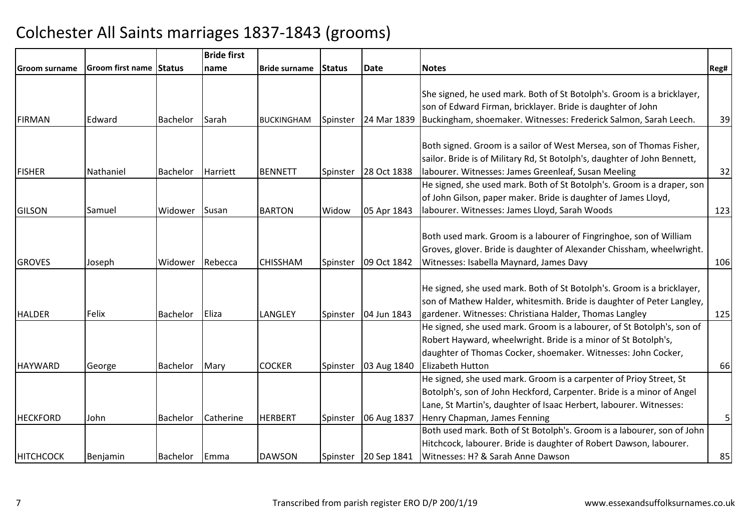# Colchester All Saints marriages 1837-1843 (grooms)

| Groom surname | Groom first name | Status | Bride first name | Bride surname | Status | Date | Notes | Reg# |
|---|---|---|---|---|---|---|---|---|
| FIRMAN | Edward | Bachelor | Sarah | BUCKINGHAM | Spinster | 24 Mar 1839 | She signed, he used mark. Both of St Botolph's. Groom is a bricklayer, son of Edward Firman, bricklayer. Bride is daughter of John Buckingham, shoemaker. Witnesses: Frederick Salmon, Sarah Leech. | 39 |
| FISHER | Nathaniel | Bachelor | Harriett | BENNETT | Spinster | 28 Oct 1838 | Both signed. Groom is a sailor of West Mersea, son of Thomas Fisher, sailor. Bride is of Military Rd, St Botolph's, daughter of John Bennett, labourer. Witnesses: James Greenleaf, Susan Meeling | 32 |
| GILSON | Samuel | Widower | Susan | BARTON | Widow | 05 Apr 1843 | He signed, she used mark. Both of St Botolph's. Groom is a draper, son of John Gilson, paper maker. Bride is daughter of James Lloyd, labourer. Witnesses: James Lloyd, Sarah Woods | 123 |
| GROVES | Joseph | Widower | Rebecca | CHISSHAM | Spinster | 09 Oct 1842 | Both used mark. Groom is a labourer of Fingringhoe, son of William Groves, glover. Bride is daughter of Alexander Chissham, wheelwright. Witnesses: Isabella Maynard, James Davy | 106 |
| HALDER | Felix | Bachelor | Eliza | LANGLEY | Spinster | 04 Jun 1843 | He signed, she used mark. Both of St Botolph's. Groom is a bricklayer, son of Mathew Halder, whitesmith. Bride is daughter of Peter Langley, gardener. Witnesses: Christiana Halder, Thomas Langley | 125 |
| HAYWARD | George | Bachelor | Mary | COCKER | Spinster | 03 Aug 1840 | He signed, she used mark. Groom is a labourer, of St Botolph's, son of Robert Hayward, wheelwright. Bride is a minor of St Botolph's, daughter of Thomas Cocker, shoemaker. Witnesses: John Cocker, Elizabeth Hutton | 66 |
| HECKFORD | John | Bachelor | Catherine | HERBERT | Spinster | 06 Aug 1837 | He signed, she used mark. Groom is a carpenter of Prioy Street, St Botolph's, son of John Heckford, Carpenter. Bride is a minor of Angel Lane, St Martin's, daughter of Isaac Herbert, labourer. Witnesses: Henry Chapman, James Fenning | 5 |
| HITCHCOCK | Benjamin | Bachelor | Emma | DAWSON | Spinster | 20 Sep 1841 | Both used mark. Both of St Botolph's. Groom is a labourer, son of John Hitchcock, labourer. Bride is daughter of Robert Dawson, labourer. Witnesses: H? & Sarah Anne Dawson | 85 |

Transcribed from parish register ERO D/P 200/1/19 www.essexandsuffolksurnames.co.uk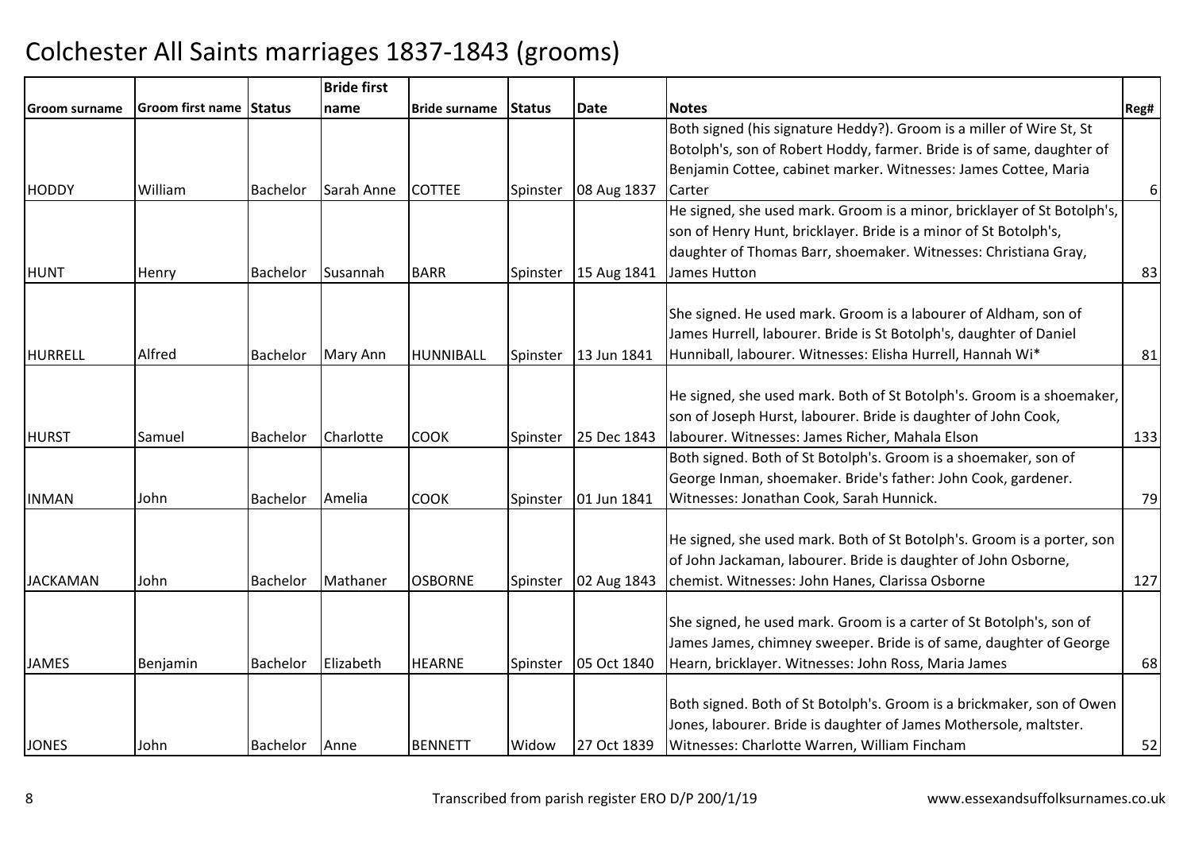# Colchester All Saints marriages 1837-1843 (grooms)

| Groom surname | Groom first name | Status | Bride first name | Bride surname | Status | Date | Notes | Reg# |
|---|---|---|---|---|---|---|---|---|
| HODDY | William | Bachelor | Sarah Anne | COTTEE | Spinster | 08 Aug 1837 | Both signed (his signature Heddy?). Groom is a miller of Wire St, St Botolph's, son of Robert Hoddy, farmer. Bride is of same, daughter of Benjamin Cottee, cabinet marker. Witnesses: James Cottee, Maria Carter | 6 |
| HUNT | Henry | Bachelor | Susannah | BARR | Spinster | 15 Aug 1841 | He signed, she used mark. Groom is a minor, bricklayer of St Botolph's, son of Henry Hunt, bricklayer. Bride is a minor of St Botolph's, daughter of Thomas Barr, shoemaker. Witnesses: Christiana Gray, James Hutton | 83 |
| HURRELL | Alfred | Bachelor | Mary Ann | HUNNIBALL | Spinster | 13 Jun 1841 | She signed. He used mark. Groom is a labourer of Aldham, son of James Hurrell, labourer. Bride is St Botolph's, daughter of Daniel Hunniball, labourer. Witnesses: Elisha Hurrell, Hannah Wi* | 81 |
| HURST | Samuel | Bachelor | Charlotte | COOK | Spinster | 25 Dec 1843 | He signed, she used mark. Both of St Botolph's. Groom is a shoemaker, son of Joseph Hurst, labourer. Bride is daughter of John Cook, labourer. Witnesses: James Richer, Mahala Elson | 133 |
| INMAN | John | Bachelor | Amelia | COOK | Spinster | 01 Jun 1841 | Both signed. Both of St Botolph's. Groom is a shoemaker, son of George Inman, shoemaker. Bride's father: John Cook, gardener. Witnesses: Jonathan Cook, Sarah Hunnick. | 79 |
| JACKAMAN | John | Bachelor | Mathaner | OSBORNE | Spinster | 02 Aug 1843 | He signed, she used mark. Both of St Botolph's. Groom is a porter, son of John Jackaman, labourer. Bride is daughter of John Osborne, chemist. Witnesses: John Hanes, Clarissa Osborne | 127 |
| JAMES | Benjamin | Bachelor | Elizabeth | HEARNE | Spinster | 05 Oct 1840 | She signed, he used mark. Groom is a carter of St Botolph's, son of James James, chimney sweeper. Bride is of same, daughter of George Hearn, bricklayer. Witnesses: John Ross, Maria James | 68 |
| JONES | John | Bachelor | Anne | BENNETT | Widow | 27 Oct 1839 | Both signed. Both of St Botolph's. Groom is a brickmaker, son of Owen Jones, labourer. Bride is daughter of James Mothersole, maltster. Witnesses: Charlotte Warren, William Fincham | 52 |

Transcribed from parish register ERO D/P 200/1/19

www.essexandsuffolksurnames.co.uk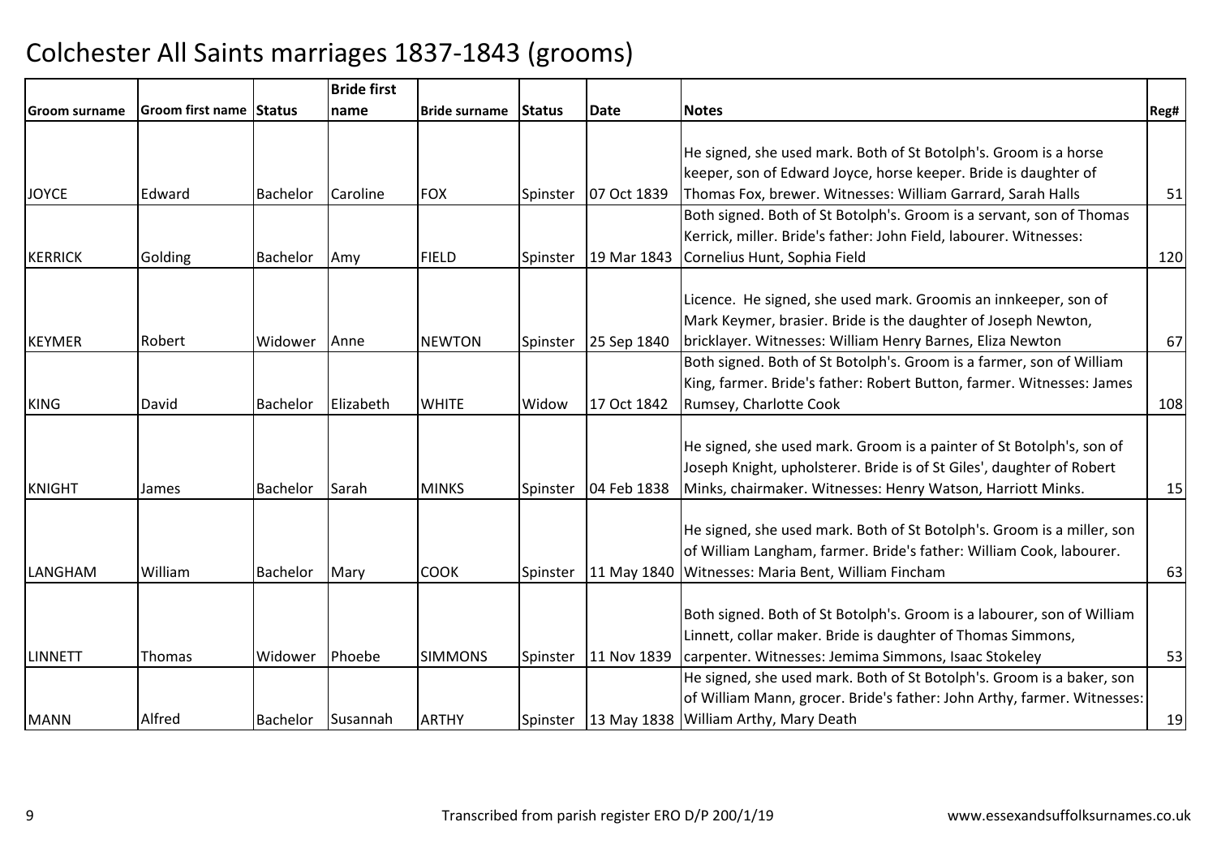# Colchester All Saints marriages 1837-1843 (grooms)

| Groom surname | Groom first name | Status | Bride first name | Bride surname | Status | Date | Notes | Reg# |
|---|---|---|---|---|---|---|---|---|
| JOYCE | Edward | Bachelor | Caroline | FOX | Spinster | 07 Oct 1839 | He signed, she used mark. Both of St Botolph's. Groom is a horse keeper, son of Edward Joyce, horse keeper. Bride is daughter of Thomas Fox, brewer. Witnesses: William Garrard, Sarah Halls | 51 |
| KERRICK | Golding | Bachelor | Amy | FIELD | Spinster | 19 Mar 1843 | Both signed. Both of St Botolph's. Groom is a servant, son of Thomas Kerrick, miller. Bride's father: John Field, labourer. Witnesses: Cornelius Hunt, Sophia Field | 120 |
| KEYMER | Robert | Widower | Anne | NEWTON | Spinster | 25 Sep 1840 | Licence. He signed, she used mark. Groomis an innkeeper, son of Mark Keymer, brasier. Bride is the daughter of Joseph Newton, bricklayer. Witnesses: William Henry Barnes, Eliza Newton | 67 |
| KING | David | Bachelor | Elizabeth | WHITE | Widow | 17 Oct 1842 | Both signed. Both of St Botolph's. Groom is a farmer, son of William King, farmer. Bride's father: Robert Button, farmer. Witnesses: James Rumsey, Charlotte Cook | 108 |
| KNIGHT | James | Bachelor | Sarah | MINKS | Spinster | 04 Feb 1838 | He signed, she used mark. Groom is a painter of St Botolph's, son of Joseph Knight, upholsterer. Bride is of St Giles', daughter of Robert Minks, chairmaker. Witnesses: Henry Watson, Harriott Minks. | 15 |
| LANGHAM | William | Bachelor | Mary | COOK | Spinster | 11 May 1840 | He signed, she used mark. Both of St Botolph's. Groom is a miller, son of William Langham, farmer. Bride's father: William Cook, labourer. Witnesses: Maria Bent, William Fincham | 63 |
| LINNETT | Thomas | Widower | Phoebe | SIMMONS | Spinster | 11 Nov 1839 | Both signed. Both of St Botolph's. Groom is a labourer, son of William Linnett, collar maker. Bride is daughter of Thomas Simmons, carpenter. Witnesses: Jemima Simmons, Isaac Stokeley | 53 |
| MANN | Alfred | Bachelor | Susannah | ARTHY | Spinster | 13 May 1838 | He signed, she used mark. Both of St Botolph's. Groom is a baker, son of William Mann, grocer. Bride's father: John Arthy, farmer. Witnesses: William Arthy, Mary Death | 19 |

Transcribed from parish register ERO D/P 200/1/19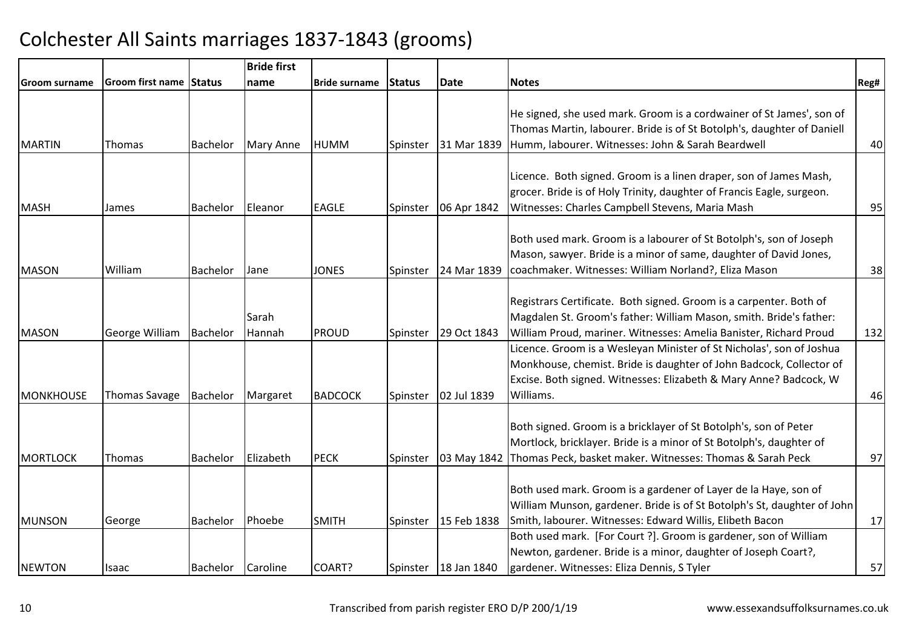# Colchester All Saints marriages 1837-1843 (grooms)

| Groom surname | Groom first name | Status | Bride first name | Bride surname | Status | Date | Notes | Reg# |
|---|---|---|---|---|---|---|---|---|
| MARTIN | Thomas | Bachelor | Mary Anne | HUMM | Spinster | 31 Mar 1839 | He signed, she used mark. Groom is a cordwainer of St James', son of Thomas Martin, labourer. Bride is of St Botolph's, daughter of Daniell Humm, labourer. Witnesses: John & Sarah Beardwell | 40 |
| MASH | James | Bachelor | Eleanor | EAGLE | Spinster | 06 Apr 1842 | Licence. Both signed. Groom is a linen draper, son of James Mash, grocer. Bride is of Holy Trinity, daughter of Francis Eagle, surgeon. Witnesses: Charles Campbell Stevens, Maria Mash | 95 |
| MASON | William | Bachelor | Jane | JONES | Spinster | 24 Mar 1839 | Both used mark. Groom is a labourer of St Botolph's, son of Joseph Mason, sawyer. Bride is a minor of same, daughter of David Jones, coachmaker. Witnesses: William Norland?, Eliza Mason | 38 |
| MASON | George William | Bachelor | Sarah Hannah | PROUD | Spinster | 29 Oct 1843 | Registrars Certificate. Both signed. Groom is a carpenter. Both of Magdalen St. Groom's father: William Mason, smith. Bride's father: William Proud, mariner. Witnesses: Amelia Banister, Richard Proud | 132 |
| MONKHOUSE | Thomas Savage | Bachelor | Margaret | BADCOCK | Spinster | 02 Jul 1839 | Licence. Groom is a Wesleyan Minister of St Nicholas', son of Joshua Monkhouse, chemist. Bride is daughter of John Badcock, Collector of Excise. Both signed. Witnesses: Elizabeth & Mary Anne? Badcock, W Williams. | 46 |
| MORTLOCK | Thomas | Bachelor | Elizabeth | PECK | Spinster | 03 May 1842 | Both signed. Groom is a bricklayer of St Botolph's, son of Peter Mortlock, bricklayer. Bride is a minor of St Botolph's, daughter of Thomas Peck, basket maker. Witnesses: Thomas & Sarah Peck | 97 |
| MUNSON | George | Bachelor | Phoebe | SMITH | Spinster | 15 Feb 1838 | Both used mark. Groom is a gardener of Layer de la Haye, son of William Munson, gardener. Bride is of St Botolph's St, daughter of John Smith, labourer. Witnesses: Edward Willis, Elibeth Bacon | 17 |
| NEWTON | Isaac | Bachelor | Caroline | COART? | Spinster | 18 Jan 1840 | Both used mark. [For Court ?]. Groom is gardener, son of William Newton, gardener. Bride is a minor, daughter of Joseph Coart?, gardener. Witnesses: Eliza Dennis, S Tyler | 57 |

Transcribed from parish register ERO D/P 200/1/19 www.essexandsuffolksurnames.co.uk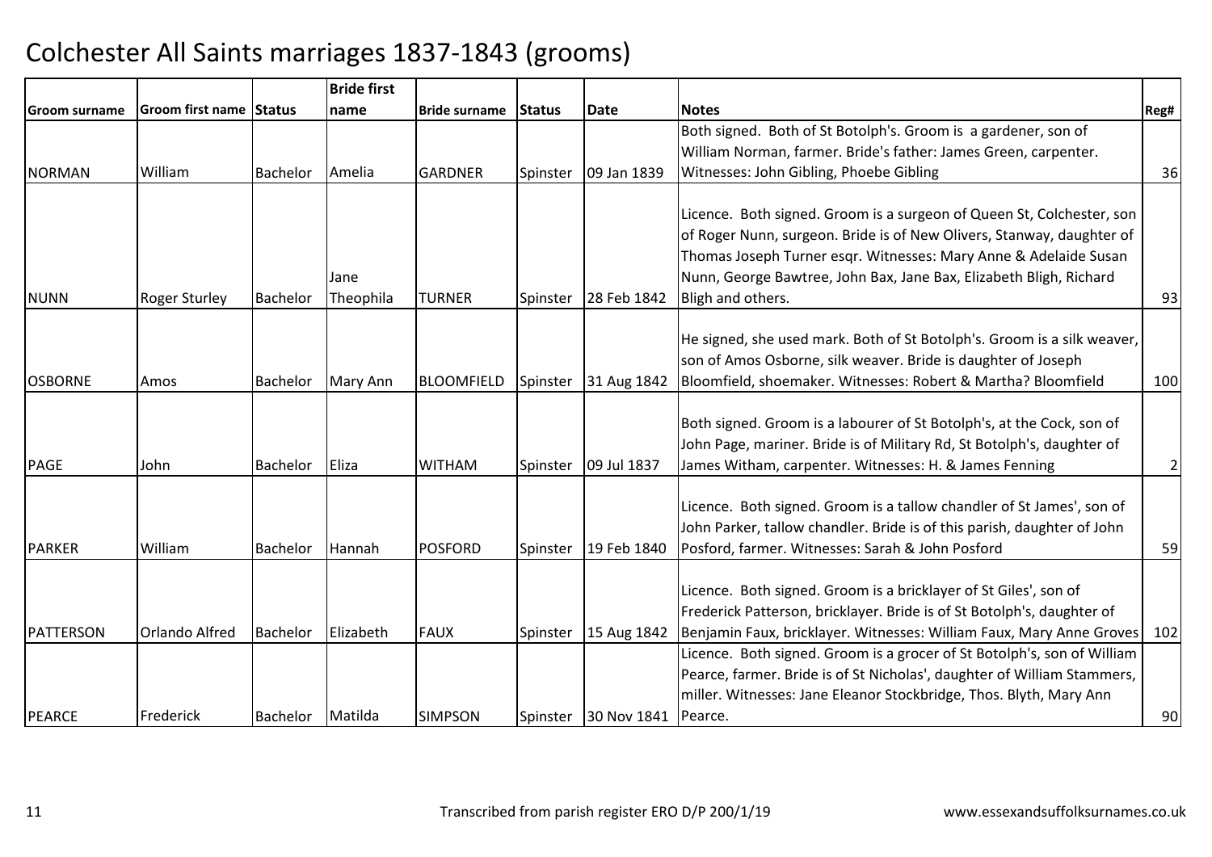# Colchester All Saints marriages 1837-1843 (grooms)

| Groom surname | Groom first name | Status | Bride first name | Bride surname | Status | Date | Notes | Reg# |
|---|---|---|---|---|---|---|---|---|
| NORMAN | William | Bachelor | Amelia | GARDNER | Spinster | 09 Jan 1839 | Both signed. Both of St Botolph's. Groom is a gardener, son of William Norman, farmer. Bride's father: James Green, carpenter. Witnesses: John Gibling, Phoebe Gibling | 36 |
| NUNN | Roger Sturley | Bachelor | Jane Theophila | TURNER | Spinster | 28 Feb 1842 | Licence. Both signed. Groom is a surgeon of Queen St, Colchester, son of Roger Nunn, surgeon. Bride is of New Olivers, Stanway, daughter of Thomas Joseph Turner esqr. Witnesses: Mary Anne & Adelaide Susan Nunn, George Bawtree, John Bax, Jane Bax, Elizabeth Bligh, Richard Bligh and others. | 93 |
| OSBORNE | Amos | Bachelor | Mary Ann | BLOOMFIELD | Spinster | 31 Aug 1842 | He signed, she used mark. Both of St Botolph's. Groom is a silk weaver, son of Amos Osborne, silk weaver. Bride is daughter of Joseph Bloomfield, shoemaker. Witnesses: Robert & Martha? Bloomfield | 100 |
| PAGE | John | Bachelor | Eliza | WITHAM | Spinster | 09 Jul 1837 | Both signed. Groom is a labourer of St Botolph's, at the Cock, son of John Page, mariner. Bride is of Military Rd, St Botolph's, daughter of James Witham, carpenter. Witnesses: H. & James Fenning | 2 |
| PARKER | William | Bachelor | Hannah | POSFORD | Spinster | 19 Feb 1840 | Licence. Both signed. Groom is a tallow chandler of St James', son of John Parker, tallow chandler. Bride is of this parish, daughter of John Posford, farmer. Witnesses: Sarah & John Posford | 59 |
| PATTERSON | Orlando Alfred | Bachelor | Elizabeth | FAUX | Spinster | 15 Aug 1842 | Licence. Both signed. Groom is a bricklayer of St Giles', son of Frederick Patterson, bricklayer. Bride is of St Botolph's, daughter of Benjamin Faux, bricklayer. Witnesses: William Faux, Mary Anne Groves | 102 |
| PEARCE | Frederick | Bachelor | Matilda | SIMPSON | Spinster | 30 Nov 1841 | Licence. Both signed. Groom is a grocer of St Botolph's, son of William Pearce, farmer. Bride is of St Nicholas', daughter of William Stammers, miller. Witnesses: Jane Eleanor Stockbridge, Thos. Blyth, Mary Ann Pearce. | 90 |

Transcribed from parish register ERO D/P 200/1/19 www.essexandsuffolksurnames.co.uk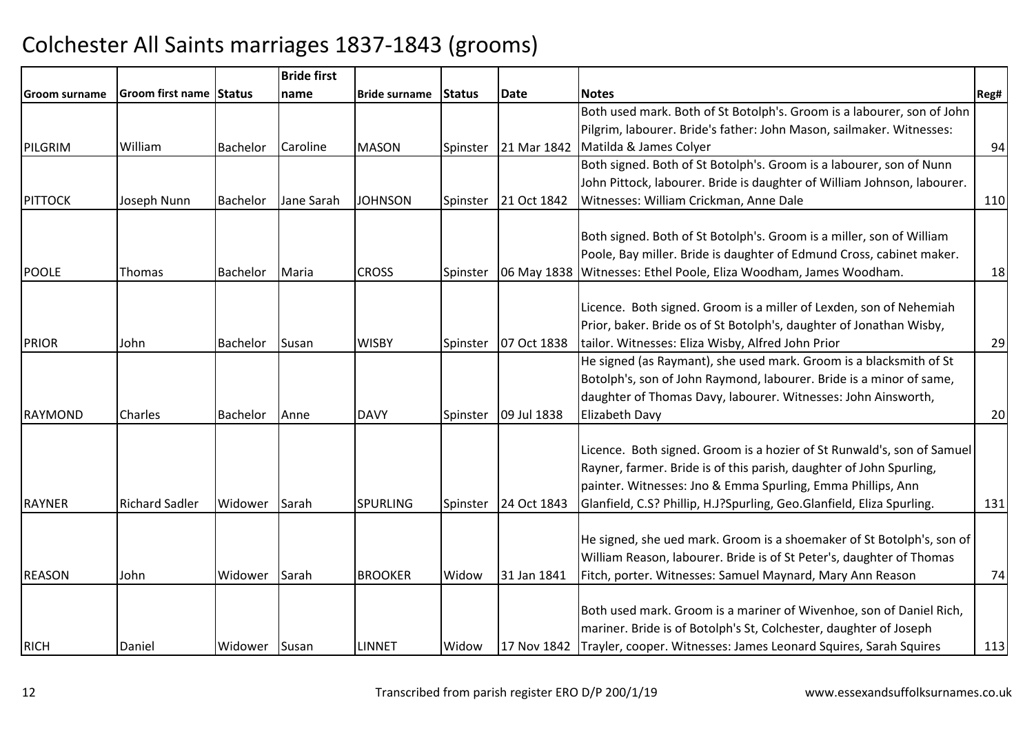# Colchester All Saints marriages 1837-1843 (grooms)

| Groom surname | Groom first name | Status | Bride first name | Bride surname | Status | Date | Notes | Reg# |
|---|---|---|---|---|---|---|---|---|
| PILGRIM | William | Bachelor | Caroline | MASON | Spinster | 21 Mar 1842 | Both used mark. Both of St Botolph's. Groom is a labourer, son of John Pilgrim, labourer. Bride's father: John Mason, sailmaker. Witnesses: Matilda & James Colyer | 94 |
| PITTOCK | Joseph Nunn | Bachelor | Jane Sarah | JOHNSON | Spinster | 21 Oct 1842 | Both signed. Both of St Botolph's. Groom is a labourer, son of Nunn John Pittock, labourer. Bride is daughter of William Johnson, labourer. Witnesses: William Crickman, Anne Dale | 110 |
| POOLE | Thomas | Bachelor | Maria | CROSS | Spinster | 06 May 1838 | Both signed. Both of St Botolph's. Groom is a miller, son of William Poole, Bay miller. Bride is daughter of Edmund Cross, cabinet maker. Witnesses: Ethel Poole, Eliza Woodham, James Woodham. | 18 |
| PRIOR | John | Bachelor | Susan | WISBY | Spinster | 07 Oct 1838 | Licence. Both signed. Groom is a miller of Lexden, son of Nehemiah Prior, baker. Bride os of St Botolph's, daughter of Jonathan Wisby, tailor. Witnesses: Eliza Wisby, Alfred John Prior | 29 |
| RAYMOND | Charles | Bachelor | Anne | DAVY | Spinster | 09 Jul 1838 | He signed (as Raymant), she used mark. Groom is a blacksmith of St Botolph's, son of John Raymond, labourer. Bride is a minor of same, daughter of Thomas Davy, labourer. Witnesses: John Ainsworth, Elizabeth Davy | 20 |
| RAYNER | Richard Sadler | Widower | Sarah | SPURLING | Spinster | 24 Oct 1843 | Licence. Both signed. Groom is a hozier of St Runwald's, son of Samuel Rayner, farmer. Bride is of this parish, daughter of John Spurling, painter. Witnesses: Jno & Emma Spurling, Emma Phillips, Ann Glanfield, C.S? Phillip, H.J?Spurling, Geo.Glanfield, Eliza Spurling. | 131 |
| REASON | John | Widower | Sarah | BROOKER | Widow | 31 Jan 1841 | He signed, she ued mark. Groom is a shoemaker of St Botolph's, son of William Reason, labourer. Bride is of St Peter's, daughter of Thomas Fitch, porter. Witnesses: Samuel Maynard, Mary Ann Reason | 74 |
| RICH | Daniel | Widower | Susan | LINNET | Widow | 17 Nov 1842 | Both used mark. Groom is a mariner of Wivenhoe, son of Daniel Rich, mariner. Bride is of Botolph's St, Colchester, daughter of Joseph Trayler, cooper. Witnesses: James Leonard Squires, Sarah Squires | 113 |

Transcribed from parish register ERO D/P 200/1/19 www.essexandsuffolksurnames.co.uk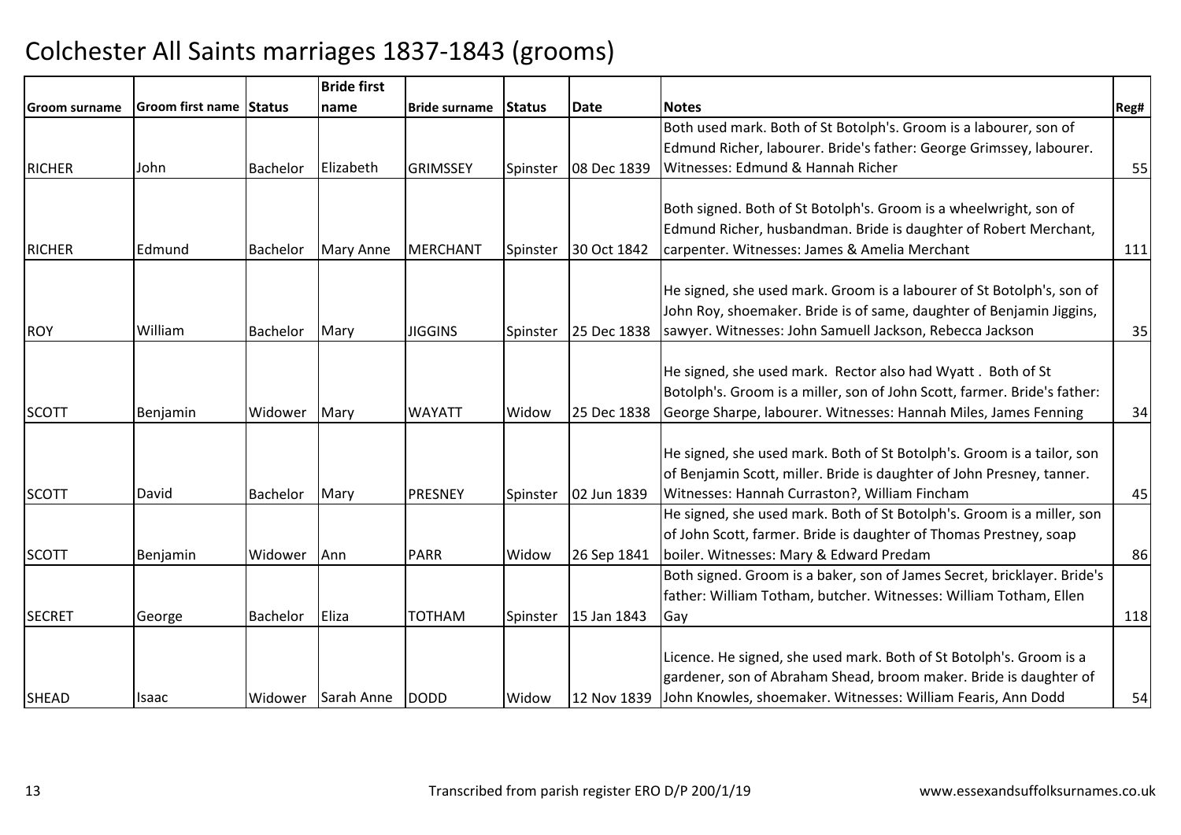# Colchester All Saints marriages 1837-1843 (grooms)

| Groom surname | Groom first name | Status | Bride first name | Bride surname | Status | Date | Notes | Reg# |
|---|---|---|---|---|---|---|---|---|
| RICHER | John | Bachelor | Elizabeth | GRIMSSEY | Spinster | 08 Dec 1839 | Both used mark. Both of St Botolph's. Groom is a labourer, son of Edmund Richer, labourer. Bride's father: George Grimssey, labourer. Witnesses: Edmund & Hannah Richer | 55 |
| RICHER | Edmund | Bachelor | Mary Anne | MERCHANT | Spinster | 30 Oct 1842 | Both signed. Both of St Botolph's. Groom is a wheelwright, son of Edmund Richer, husbandman. Bride is daughter of Robert Merchant, carpenter. Witnesses: James & Amelia Merchant | 111 |
| ROY | William | Bachelor | Mary | JIGGINS | Spinster | 25 Dec 1838 | He signed, she used mark. Groom is a labourer of St Botolph's, son of John Roy, shoemaker. Bride is of same, daughter of Benjamin Jiggins, sawyer. Witnesses: John Samuell Jackson, Rebecca Jackson | 35 |
| SCOTT | Benjamin | Widower | Mary | WAYATT | Widow | 25 Dec 1838 | He signed, she used mark. Rector also had Wyatt . Both of St Botolph's. Groom is a miller, son of John Scott, farmer. Bride's father: George Sharpe, labourer. Witnesses: Hannah Miles, James Fenning | 34 |
| SCOTT | David | Bachelor | Mary | PRESNEY | Spinster | 02 Jun 1839 | He signed, she used mark. Both of St Botolph's. Groom is a tailor, son of Benjamin Scott, miller. Bride is daughter of John Presney, tanner. Witnesses: Hannah Curraston?, William Fincham | 45 |
| SCOTT | Benjamin | Widower | Ann | PARR | Widow | 26 Sep 1841 | He signed, she used mark. Both of St Botolph's. Groom is a miller, son of John Scott, farmer. Bride is daughter of Thomas Prestney, soap boiler. Witnesses: Mary & Edward Predam | 86 |
| SECRET | George | Bachelor | Eliza | TOTHAM | Spinster | 15 Jan 1843 | Both signed. Groom is a baker, son of James Secret, bricklayer. Bride's father: William Totham, butcher. Witnesses: William Totham, Ellen Gay | 118 |
| SHEAD | Isaac | Widower | Sarah Anne | DODD | Widow | 12 Nov 1839 | Licence. He signed, she used mark. Both of St Botolph's. Groom is a gardener, son of Abraham Shead, broom maker. Bride is daughter of John Knowles, shoemaker. Witnesses: William Fearis, Ann Dodd | 54 |

Transcribed from parish register ERO D/P 200/1/19 www.essexandsuffolksurnames.co.uk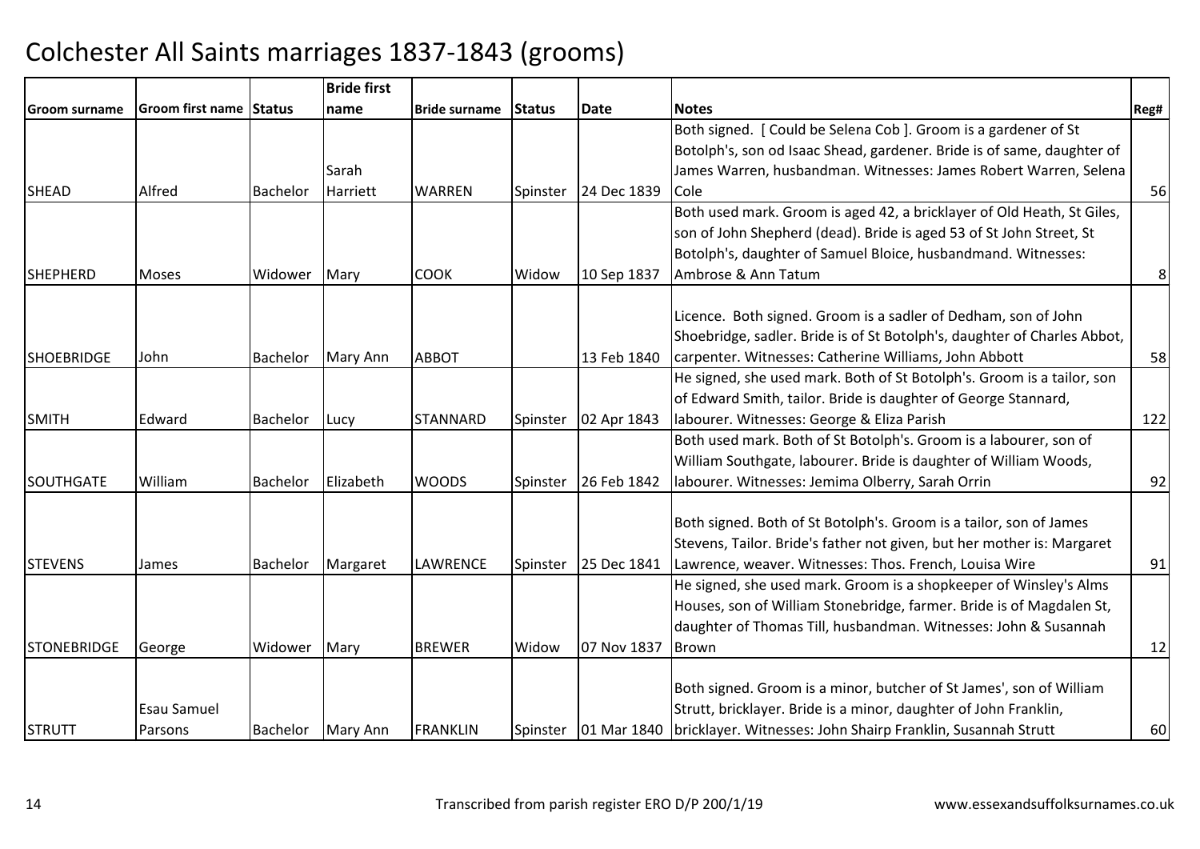# Colchester All Saints marriages 1837-1843 (grooms)

| Groom surname | Groom first name | Status | Bride first name | Bride surname | Status | Date | Notes | Reg# |
|---|---|---|---|---|---|---|---|---|
| SHEAD | Alfred | Bachelor | Sarah Harriett | WARREN | Spinster | 24 Dec 1839 | Both signed. [ Could be Selena Cob ]. Groom is a gardener of St Botolph's, son od Isaac Shead, gardener. Bride is of same, daughter of James Warren, husbandman. Witnesses: James Robert Warren, Selena Cole | 56 |
| SHEPHERD | Moses | Widower | Mary | COOK | Widow | 10 Sep 1837 | Both used mark. Groom is aged 42, a bricklayer of Old Heath, St Giles, son of John Shepherd (dead). Bride is aged 53 of St John Street, St Botolph's, daughter of Samuel Bloice, husbandmand. Witnesses: Ambrose & Ann Tatum | 8 |
| SHOEBRIDGE | John | Bachelor | Mary Ann | ABBOT | | 13 Feb 1840 | Licence. Both signed. Groom is a sadler of Dedham, son of John Shoebridge, sadler. Bride is of St Botolph's, daughter of Charles Abbot, carpenter. Witnesses: Catherine Williams, John Abbott | 58 |
| SMITH | Edward | Bachelor | Lucy | STANNARD | Spinster | 02 Apr 1843 | He signed, she used mark. Both of St Botolph's. Groom is a tailor, son of Edward Smith, tailor. Bride is daughter of George Stannard, labourer. Witnesses: George & Eliza Parish | 122 |
| SOUTHGATE | William | Bachelor | Elizabeth | WOODS | Spinster | 26 Feb 1842 | Both used mark. Both of St Botolph's. Groom is a labourer, son of William Southgate, labourer. Bride is daughter of William Woods, labourer. Witnesses: Jemima Olberry, Sarah Orrin | 92 |
| STEVENS | James | Bachelor | Margaret | LAWRENCE | Spinster | 25 Dec 1841 | Both signed. Both of St Botolph's. Groom is a tailor, son of James Stevens, Tailor. Bride's father not given, but her mother is: Margaret Lawrence, weaver. Witnesses: Thos. French, Louisa Wire | 91 |
| STONEBRIDGE | George | Widower | Mary | BREWER | Widow | 07 Nov 1837 | He signed, she used mark. Groom is a shopkeeper of Winsley's Alms Houses, son of William Stonebridge, farmer. Bride is of Magdalen St, daughter of Thomas Till, husbandman. Witnesses: John & Susannah Brown | 12 |
| STRUTT | Esau Samuel Parsons | Bachelor | Mary Ann | FRANKLIN | Spinster | 01 Mar 1840 | Both signed. Groom is a minor, butcher of St James', son of William Strutt, bricklayer. Bride is a minor, daughter of John Franklin, bricklayer. Witnesses: John Shairp Franklin, Susannah Strutt | 60 |

Transcribed from parish register ERO D/P 200/1/19 www.essexandsuffolksurnames.co.uk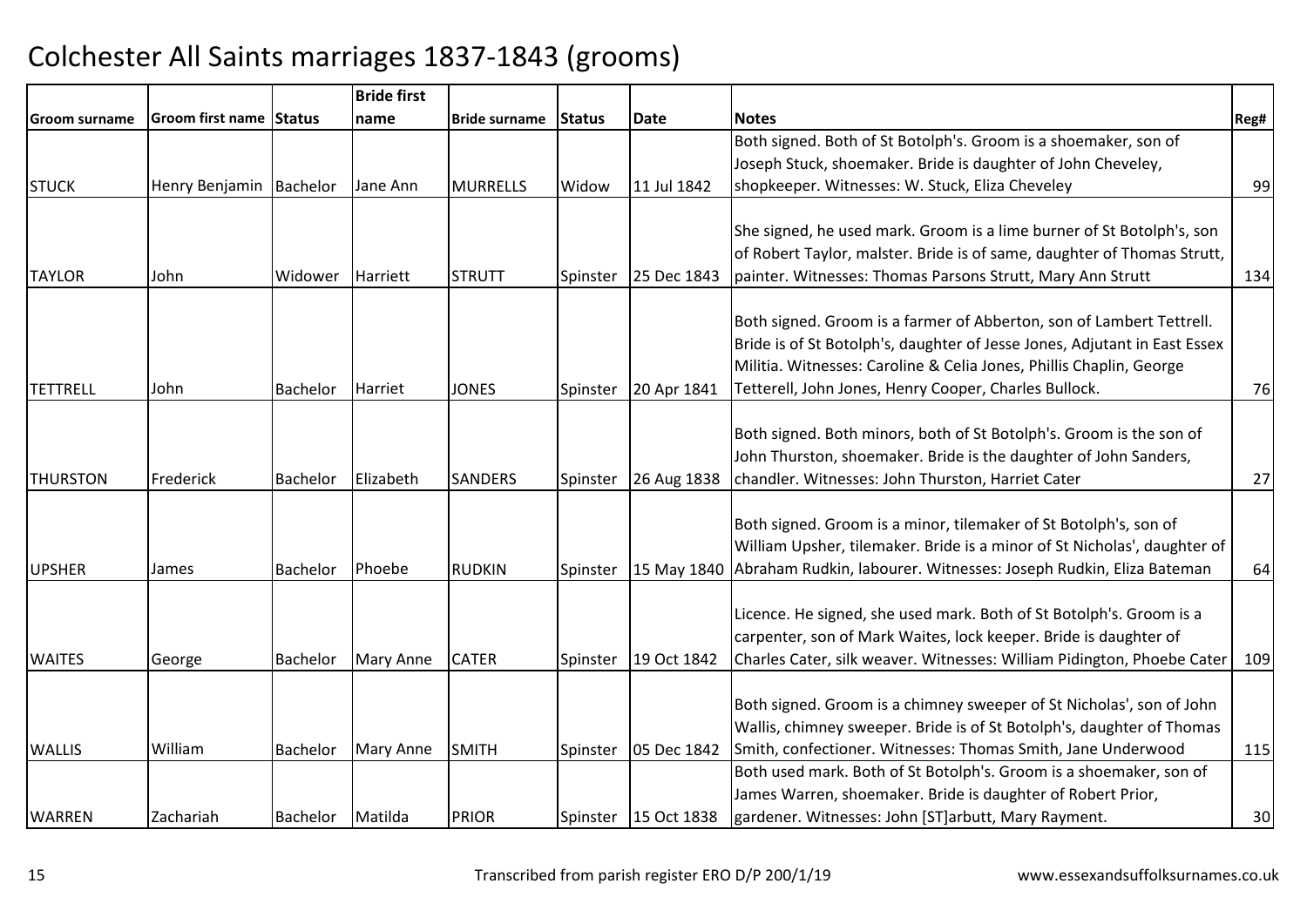# Colchester All Saints marriages 1837-1843 (grooms)

| Groom surname | Groom first name | Status | Bride first name | Bride surname | Status | Date | Notes | Reg# |
|---|---|---|---|---|---|---|---|---|
| STUCK | Henry Benjamin | Bachelor | Jane Ann | MURRELLS | Widow | 11 Jul 1842 | Both signed. Both of St Botolph's. Groom is a shoemaker, son of Joseph Stuck, shoemaker. Bride is daughter of John Cheveley, shopkeeper. Witnesses: W. Stuck, Eliza Cheveley | 99 |
| TAYLOR | John | Widower | Harriett | STRUTT | Spinster | 25 Dec 1843 | She signed, he used mark. Groom is a lime burner of St Botolph's, son of Robert Taylor, malster. Bride is of same, daughter of Thomas Strutt, painter. Witnesses: Thomas Parsons Strutt, Mary Ann Strutt | 134 |
| TETTRELL | John | Bachelor | Harriet | JONES | Spinster | 20 Apr 1841 | Both signed. Groom is a farmer of Abberton, son of Lambert Tettrell. Bride is of St Botolph's, daughter of Jesse Jones, Adjutant in East Essex Militia. Witnesses: Caroline & Celia Jones, Phillis Chaplin, George Tetterell, John Jones, Henry Cooper, Charles Bullock. | 76 |
| THURSTON | Frederick | Bachelor | Elizabeth | SANDERS | Spinster | 26 Aug 1838 | Both signed. Both minors, both of St Botolph's. Groom is the son of John Thurston, shoemaker. Bride is the daughter of John Sanders, chandler. Witnesses: John Thurston, Harriet Cater | 27 |
| UPSHER | James | Bachelor | Phoebe | RUDKIN | Spinster | 15 May 1840 | Both signed. Groom is a minor, tilemaker of St Botolph's, son of William Upsher, tilemaker. Bride is a minor of St Nicholas', daughter of Abraham Rudkin, labourer. Witnesses: Joseph Rudkin, Eliza Bateman | 64 |
| WAITES | George | Bachelor | Mary Anne | CATER | Spinster | 19 Oct 1842 | Licence. He signed, she used mark. Both of St Botolph's. Groom is a carpenter, son of Mark Waites, lock keeper. Bride is daughter of Charles Cater, silk weaver. Witnesses: William Pidington, Phoebe Cater | 109 |
| WALLIS | William | Bachelor | Mary Anne | SMITH | Spinster | 05 Dec 1842 | Both signed. Groom is a chimney sweeper of St Nicholas', son of John Wallis, chimney sweeper. Bride is of St Botolph's, daughter of Thomas Smith, confectioner. Witnesses: Thomas Smith, Jane Underwood | 115 |
| WARREN | Zachariah | Bachelor | Matilda | PRIOR | Spinster | 15 Oct 1838 | Both used mark. Both of St Botolph's. Groom is a shoemaker, son of James Warren, shoemaker. Bride is daughter of Robert Prior, gardener. Witnesses: John [ST]arbutt, Mary Rayment. | 30 |

Transcribed from parish register ERO D/P 200/1/19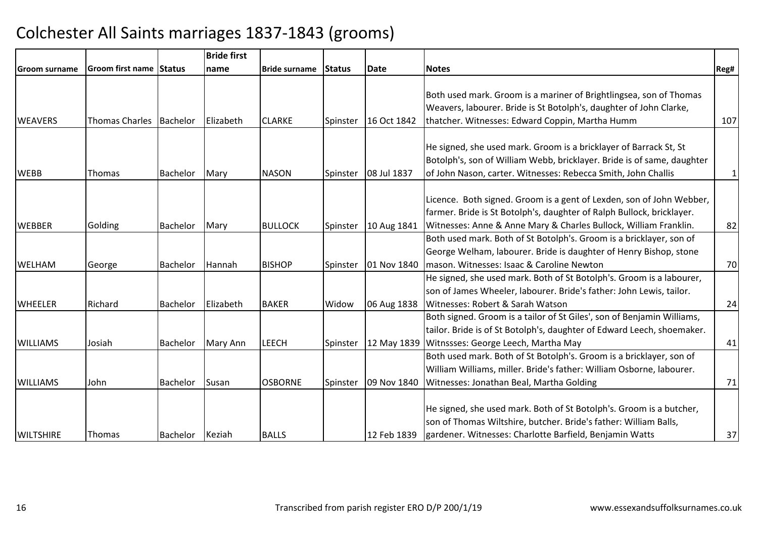# Colchester All Saints marriages 1837-1843 (grooms)

| Groom surname | Groom first name | Status | Bride first name | Bride surname | Status | Date | Notes | Reg# |
|---|---|---|---|---|---|---|---|---|
| WEAVERS | Thomas Charles | Bachelor | Elizabeth | CLARKE | Spinster | 16 Oct 1842 | Both used mark. Groom is a mariner of Brightlingsea, son of Thomas Weavers, labourer. Bride is St Botolph's, daughter of John Clarke, thatcher. Witnesses: Edward Coppin, Martha Humm | 107 |
| WEBB | Thomas | Bachelor | Mary | NASON | Spinster | 08 Jul 1837 | He signed, she used mark. Groom is a bricklayer of Barrack St, St Botolph's, son of William Webb, bricklayer. Bride is of same, daughter of John Nason, carter. Witnesses: Rebecca Smith, John Challis | 1 |
| WEBBER | Golding | Bachelor | Mary | BULLOCK | Spinster | 10 Aug 1841 | Licence. Both signed. Groom is a gent of Lexden, son of John Webber, farmer. Bride is St Botolph's, daughter of Ralph Bullock, bricklayer. Witnesses: Anne & Anne Mary & Charles Bullock, William Franklin. | 82 |
| WELHAM | George | Bachelor | Hannah | BISHOP | Spinster | 01 Nov 1840 | Both used mark. Both of St Botolph's. Groom is a bricklayer, son of George Welham, labourer. Bride is daughter of Henry Bishop, stone mason. Witnesses: Isaac & Caroline Newton | 70 |
| WHEELER | Richard | Bachelor | Elizabeth | BAKER | Widow | 06 Aug 1838 | He signed, she used mark. Both of St Botolph's. Groom is a labourer, son of James Wheeler, labourer. Bride's father: John Lewis, tailor. Witnesses: Robert & Sarah Watson | 24 |
| WILLIAMS | Josiah | Bachelor | Mary Ann | LEECH | Spinster | 12 May 1839 | Both signed. Groom is a tailor of St Giles', son of Benjamin Williams, tailor. Bride is of St Botolph's, daughter of Edward Leech, shoemaker. Witnssses: George Leech, Martha May | 41 |
| WILLIAMS | John | Bachelor | Susan | OSBORNE | Spinster | 09 Nov 1840 | Both used mark. Both of St Botolph's. Groom is a bricklayer, son of William Williams, miller. Bride's father: William Osborne, labourer. Witnesses: Jonathan Beal, Martha Golding | 71 |
| WILTSHIRE | Thomas | Bachelor | Keziah | BALLS | | 12 Feb 1839 | He signed, she used mark. Both of St Botolph's. Groom is a butcher, son of Thomas Wiltshire, butcher. Bride's father: William Balls, gardener. Witnesses: Charlotte Barfield, Benjamin Watts | 37 |

Transcribed from parish register ERO D/P 200/1/19 www.essexandsuffolksurnames.co.uk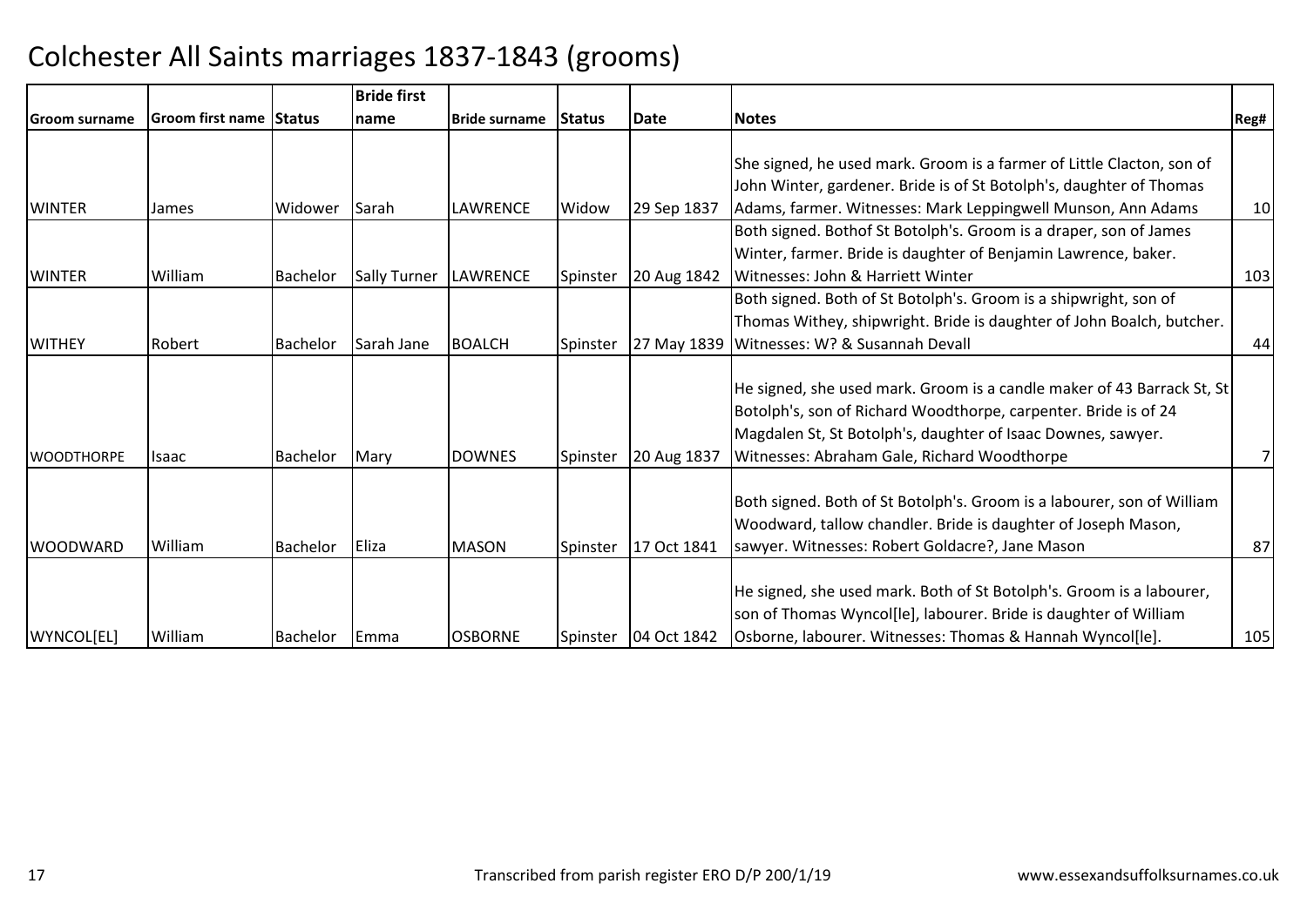# Colchester All Saints marriages 1837-1843 (grooms)

| Groom surname | Groom first name | Status | Bride first name | Bride surname | Status | Date | Notes | Reg# |
|---|---|---|---|---|---|---|---|---|
| WINTER | James | Widower | Sarah | LAWRENCE | Widow | 29 Sep 1837 | She signed, he used mark. Groom is a farmer of Little Clacton, son of John Winter, gardener. Bride is of St Botolph's, daughter of Thomas Adams, farmer. Witnesses: Mark Leppingwell Munson, Ann Adams | 10 |
| WINTER | William | Bachelor | Sally Turner | LAWRENCE | Spinster | 20 Aug 1842 | Both signed. Bothof St Botolph's. Groom is a draper, son of James Winter, farmer. Bride is daughter of Benjamin Lawrence, baker. Witnesses: John & Harriett Winter | 103 |
| WITHEY | Robert | Bachelor | Sarah Jane | BOALCH | Spinster | 27 May 1839 | Both signed. Both of St Botolph's. Groom is a shipwright, son of Thomas Withey, shipwright. Bride is daughter of John Boalch, butcher. Witnesses: W? & Susannah Devall | 44 |
| WOODTHORPE | Isaac | Bachelor | Mary | DOWNES | Spinster | 20 Aug 1837 | He signed, she used mark. Groom is a candle maker of 43 Barrack St, St Botolph's, son of Richard Woodthorpe, carpenter. Bride is of 24 Magdalen St, St Botolph's, daughter of Isaac Downes, sawyer. Witnesses: Abraham Gale, Richard Woodthorpe | 7 |
| WOODWARD | William | Bachelor | Eliza | MASON | Spinster | 17 Oct 1841 | Both signed. Both of St Botolph's. Groom is a labourer, son of William Woodward, tallow chandler. Bride is daughter of Joseph Mason, sawyer. Witnesses: Robert Goldacre?, Jane Mason | 87 |
| WYNCOL[EL] | William | Bachelor | Emma | OSBORNE | Spinster | 04 Oct 1842 | He signed, she used mark. Both of St Botolph's. Groom is a labourer, son of Thomas Wyncol[le], labourer. Bride is daughter of William Osborne, labourer. Witnesses: Thomas & Hannah Wyncol[le]. | 105 |

Transcribed from parish register ERO D/P 200/1/19

www.essexandsuffolksurnames.co.uk